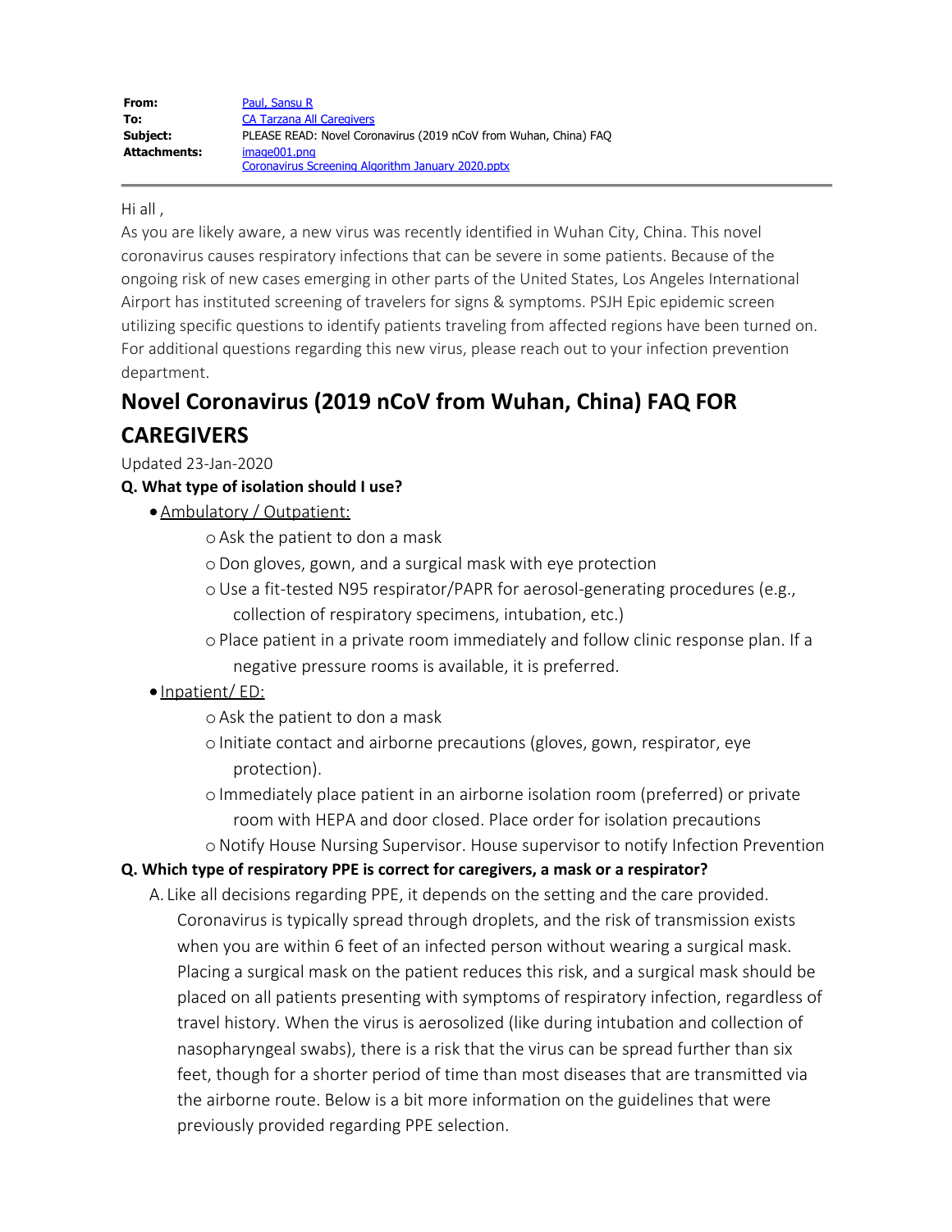| | |
|---|---|
| **From:** | Paul, Sansu R |
| **To:** | CA Tarzana All Caregivers |
| **Subject:** | PLEASE READ: Novel Coronavirus (2019 nCoV from Wuhan, China) FAQ |
| **Attachments:** | image001.png<br>Coronavirus Screening Algorithm January 2020.pptx |

Hi all ,

As you are likely aware, a new virus was recently identified in Wuhan City, China. This novel coronavirus causes respiratory infections that can be severe in some patients. Because of the ongoing risk of new cases emerging in other parts of the United States, Los Angeles International Airport has instituted screening of travelers for signs & symptoms. PSJH Epic epidemic screen utilizing specific questions to identify patients traveling from affected regions have been turned on. For additional questions regarding this new virus, please reach out to your infection prevention department.

# Novel Coronavirus (2019 nCoV from Wuhan, China) FAQ FOR CAREGIVERS

Updated 23-Jan-2020

**Q. What type of isolation should I use?**

- Ambulatory / Outpatient:
  - Ask the patient to don a mask
  - Don gloves, gown, and a surgical mask with eye protection
  - Use a fit-tested N95 respirator/PAPR for aerosol-generating procedures (e.g., collection of respiratory specimens, intubation, etc.)
  - Place patient in a private room immediately and follow clinic response plan. If a negative pressure rooms is available, it is preferred.
- Inpatient/ ED:
  - Ask the patient to don a mask
  - Initiate contact and airborne precautions (gloves, gown, respirator, eye protection).
  - Immediately place patient in an airborne isolation room (preferred) or private room with HEPA and door closed. Place order for isolation precautions
  - Notify House Nursing Supervisor. House supervisor to notify Infection Prevention

**Q. Which type of respiratory PPE is correct for caregivers, a mask or a respirator?**

A. Like all decisions regarding PPE, it depends on the setting and the care provided. Coronavirus is typically spread through droplets, and the risk of transmission exists when you are within 6 feet of an infected person without wearing a surgical mask. Placing a surgical mask on the patient reduces this risk, and a surgical mask should be placed on all patients presenting with symptoms of respiratory infection, regardless of travel history. When the virus is aerosolized (like during intubation and collection of nasopharyngeal swabs), there is a risk that the virus can be spread further than six feet, though for a shorter period of time than most diseases that are transmitted via the airborne route. Below is a bit more information on the guidelines that were previously provided regarding PPE selection.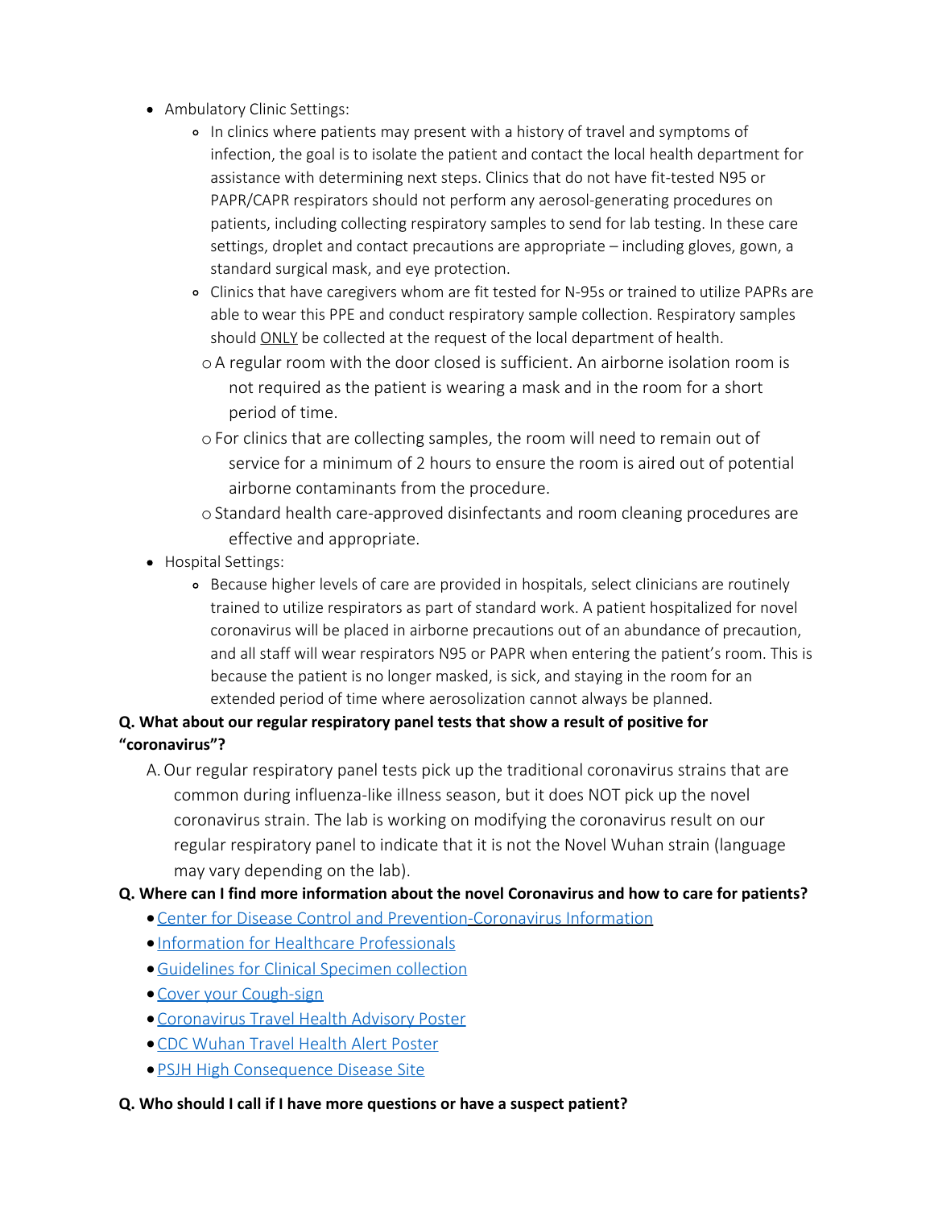- Ambulatory Clinic Settings:
  - In clinics where patients may present with a history of travel and symptoms of infection, the goal is to isolate the patient and contact the local health department for assistance with determining next steps. Clinics that do not have fit-tested N95 or PAPR/CAPR respirators should not perform any aerosol-generating procedures on patients, including collecting respiratory samples to send for lab testing. In these care settings, droplet and contact precautions are appropriate – including gloves, gown, a standard surgical mask, and eye protection.
  - Clinics that have caregivers whom are fit tested for N-95s or trained to utilize PAPRs are able to wear this PPE and conduct respiratory sample collection. Respiratory samples should <u>ONLY</u> be collected at the request of the local department of health.
    - A regular room with the door closed is sufficient. An airborne isolation room is not required as the patient is wearing a mask and in the room for a short period of time.
    - For clinics that are collecting samples, the room will need to remain out of service for a minimum of 2 hours to ensure the room is aired out of potential airborne contaminants from the procedure.
    - Standard health care-approved disinfectants and room cleaning procedures are effective and appropriate.
- Hospital Settings:
  - Because higher levels of care are provided in hospitals, select clinicians are routinely trained to utilize respirators as part of standard work. A patient hospitalized for novel coronavirus will be placed in airborne precautions out of an abundance of precaution, and all staff will wear respirators N95 or PAPR when entering the patient's room. This is because the patient is no longer masked, is sick, and staying in the room for an extended period of time where aerosolization cannot always be planned.

**Q. What about our regular respiratory panel tests that show a result of positive for "coronavirus"?**

A. Our regular respiratory panel tests pick up the traditional coronavirus strains that are common during influenza-like illness season, but it does NOT pick up the novel coronavirus strain. The lab is working on modifying the coronavirus result on our regular respiratory panel to indicate that it is not the Novel Wuhan strain (language may vary depending on the lab).

**Q. Where can I find more information about the novel Coronavirus and how to care for patients?**

- Center for Disease Control and Prevention-Coronavirus Information
- Information for Healthcare Professionals
- Guidelines for Clinical Specimen collection
- Cover your Cough-sign
- Coronavirus Travel Health Advisory Poster
- CDC Wuhan Travel Health Alert Poster
- PSJH High Consequence Disease Site

**Q. Who should I call if I have more questions or have a suspect patient?**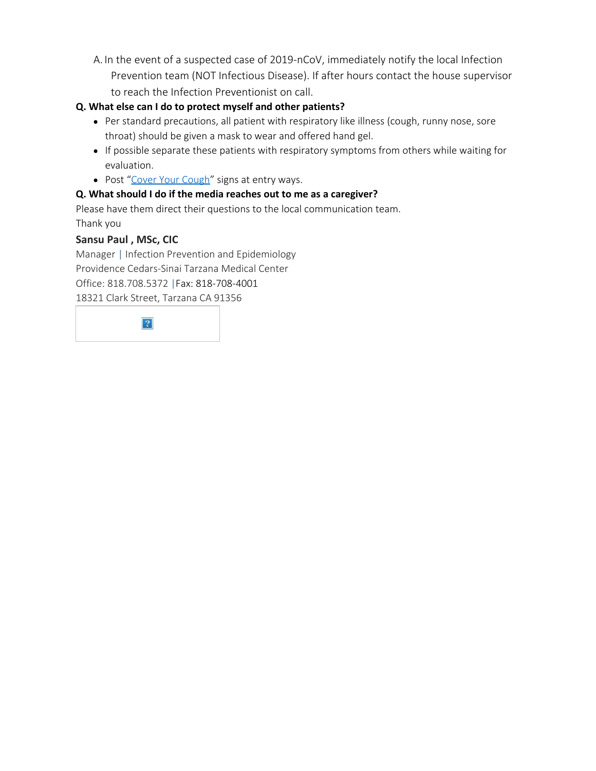A. In the event of a suspected case of 2019-nCoV, immediately notify the local Infection Prevention team (NOT Infectious Disease). If after hours contact the house supervisor to reach the Infection Preventionist on call.

**Q. What else can I do to protect myself and other patients?**

- Per standard precautions, all patient with respiratory like illness (cough, runny nose, sore throat) should be given a mask to wear and offered hand gel.
- If possible separate these patients with respiratory symptoms from others while waiting for evaluation.
- Post "Cover Your Cough" signs at entry ways.

**Q. What should I do if the media reaches out to me as a caregiver?**

Please have them direct their questions to the local communication team.

Thank you

**Sansu Paul , MSc, CIC**

Manager | Infection Prevention and Epidemiology
Providence Cedars-Sinai Tarzana Medical Center
Office: 818.708.5372 |Fax: 818-708-4001
18321 Clark Street, Tarzana CA 91356